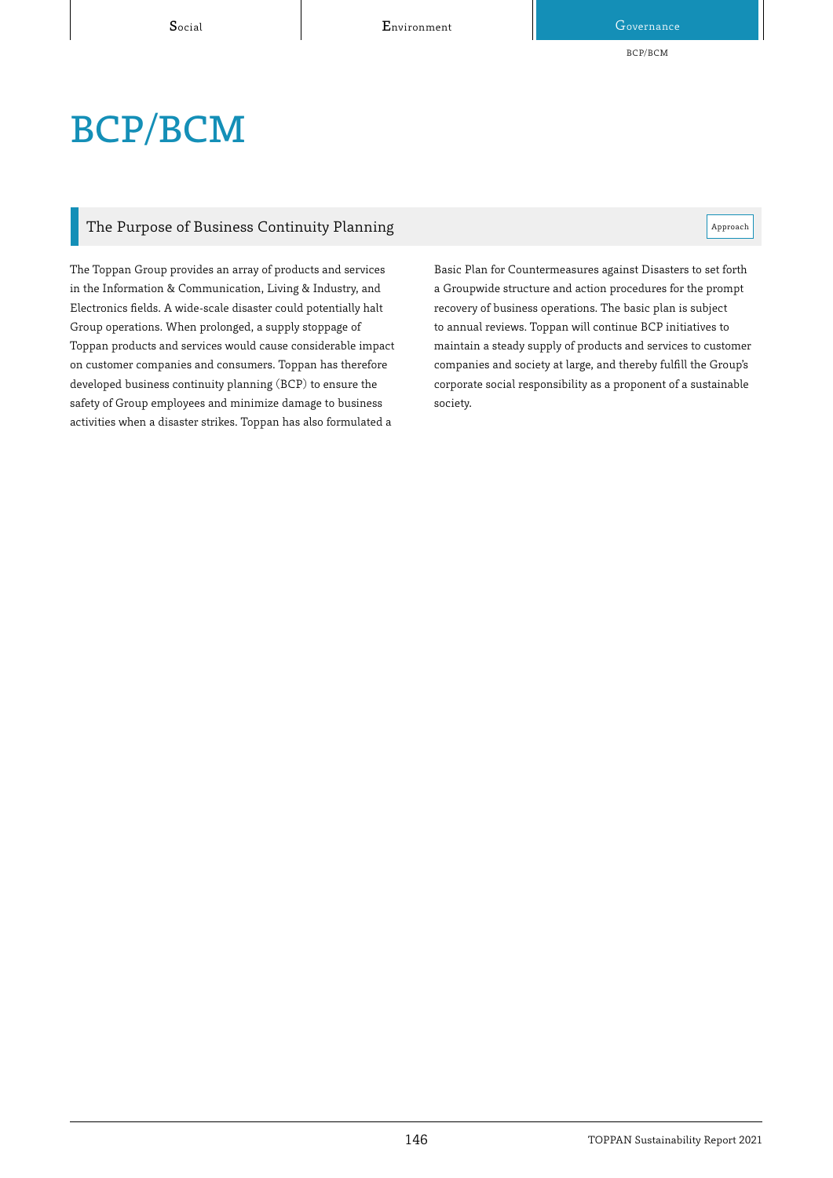# BCP/BCM

## The Purpose of Business Continuity Planning

Approach

The Toppan Group provides an array of products and services in the Information & Communication, Living & Industry, and Electronics fields. A wide-scale disaster could potentially halt Group operations. When prolonged, a supply stoppage of Toppan products and services would cause considerable impact on customer companies and consumers. Toppan has therefore developed business continuity planning (BCP) to ensure the safety of Group employees and minimize damage to business activities when a disaster strikes. Toppan has also formulated a Basic Plan for Countermeasures against Disasters to set forth a Groupwide structure and action procedures for the prompt recovery of business operations. The basic plan is subject to annual reviews. Toppan will continue BCP initiatives to maintain a steady supply of products and services to customer companies and society at large, and thereby fulfill the Group's corporate social responsibility as a proponent of a sustainable society.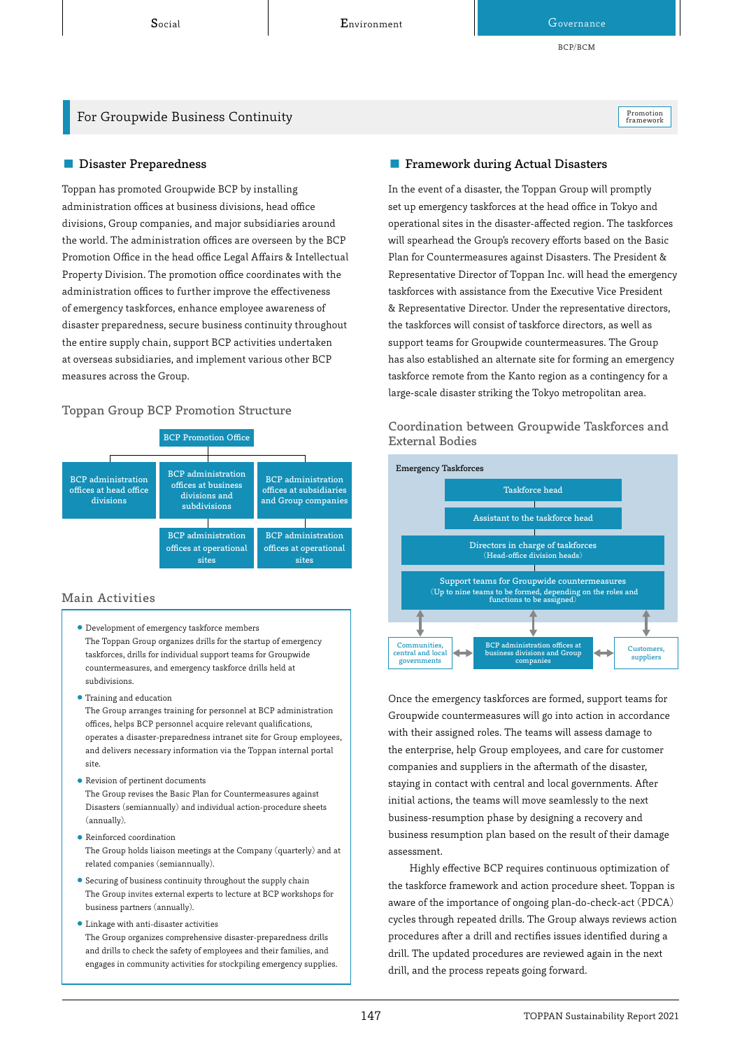## For Groupwide Business Continuity

Promotion framework

### Disaster Preparedness

Toppan has promoted Groupwide BCP by installing administration offices at business divisions, head office divisions, Group companies, and major subsidiaries around the world. The administration offices are overseen by the BCP Promotion Office in the head office Legal Affairs & Intellectual Property Division. The promotion office coordinates with the administration offices to further improve the effectiveness of emergency taskforces, enhance employee awareness of disaster preparedness, secure business continuity throughout the entire supply chain, support BCP activities undertaken at overseas subsidiaries, and implement various other BCP measures across the Group.

#### Toppan Group BCP Promotion Structure

- BCP Promotion Office
  - BCP administration offices at head office divisions
  - BCP administration offices at business divisions and subdivisions
    - BCP administration offices at operational sites
  - BCP administration offices at subsidiaries and Group companies
    - BCP administration offices at operational sites

#### Main Activities

- Development of emergency taskforce members
  The Toppan Group organizes drills for the startup of emergency taskforces, drills for individual support teams for Groupwide countermeasures, and emergency taskforce drills held at subdivisions.
- Training and education
  The Group arranges training for personnel at BCP administration offices, helps BCP personnel acquire relevant qualifications, operates a disaster-preparedness intranet site for Group employees, and delivers necessary information via the Toppan internal portal site.
- Revision of pertinent documents
  The Group revises the Basic Plan for Countermeasures against Disasters (semiannually) and individual action-procedure sheets (annually).
- Reinforced coordination
  The Group holds liaison meetings at the Company (quarterly) and at related companies (semiannually).
- Securing of business continuity throughout the supply chain
  The Group invites external experts to lecture at BCP workshops for business partners (annually).
- Linkage with anti-disaster activities
  The Group organizes comprehensive disaster-preparedness drills and drills to check the safety of employees and their families, and engages in community activities for stockpiling emergency supplies.

### Framework during Actual Disasters

In the event of a disaster, the Toppan Group will promptly set up emergency taskforces at the head office in Tokyo and operational sites in the disaster-affected region. The taskforces will spearhead the Group's recovery efforts based on the Basic Plan for Countermeasures against Disasters. The President & Representative Director of Toppan Inc. will head the emergency taskforces with assistance from the Executive Vice President & Representative Director. Under the representative directors, the taskforces will consist of taskforce directors, as well as support teams for Groupwide countermeasures. The Group has also established an alternate site for forming an emergency taskforce remote from the Kanto region as a contingency for a large-scale disaster striking the Tokyo metropolitan area.

#### Coordination between Groupwide Taskforces and External Bodies

Emergency Taskforces
- Taskforce head
- Assistant to the taskforce head
- Directors in charge of taskforces (Head-office division heads)
- Support teams for Groupwide countermeasures (Up to nine teams to be formed, depending on the roles and functions to be assigned)

↕ Communities, central and local governments ↔ BCP administration offices at business divisions and Group companies ↔ Customers, suppliers

Once the emergency taskforces are formed, support teams for Groupwide countermeasures will go into action in accordance with their assigned roles. The teams will assess damage to the enterprise, help Group employees, and care for customer companies and suppliers in the aftermath of the disaster, staying in contact with central and local governments. After initial actions, the teams will move seamlessly to the next business-resumption phase by designing a recovery and business resumption plan based on the result of their damage assessment.

Highly effective BCP requires continuous optimization of the taskforce framework and action procedure sheet. Toppan is aware of the importance of ongoing plan-do-check-act (PDCA) cycles through repeated drills. The Group always reviews action procedures after a drill and rectifies issues identified during a drill. The updated procedures are reviewed again in the next drill, and the process repeats going forward.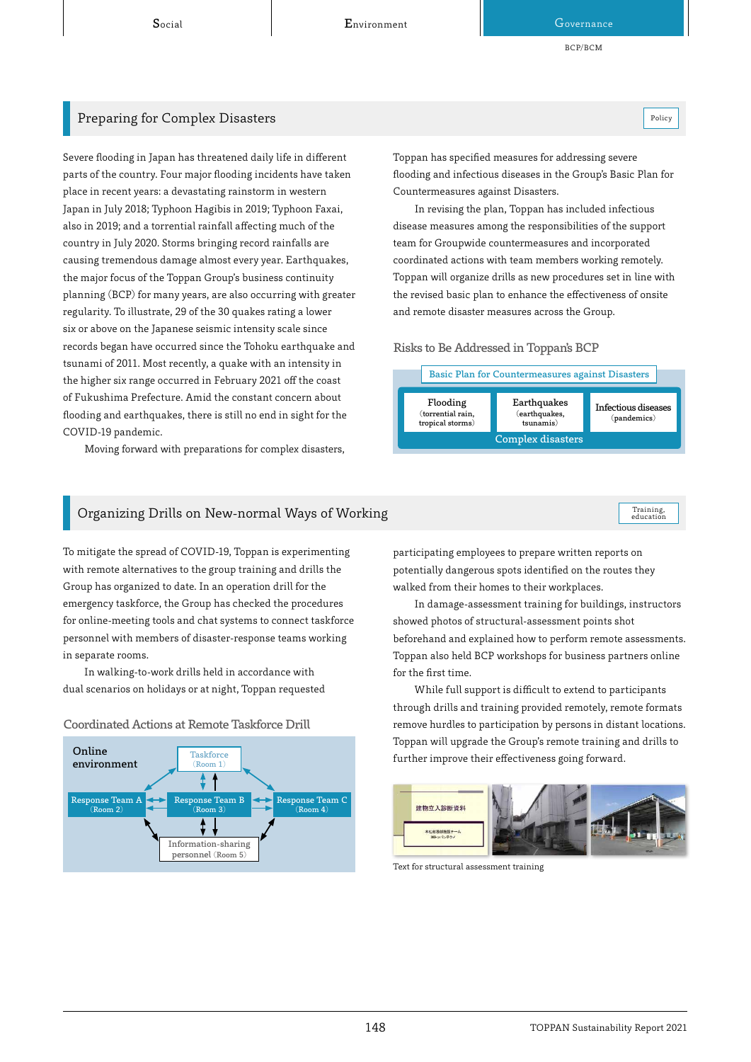## Preparing for Complex Disasters

Policy

Severe flooding in Japan has threatened daily life in different parts of the country. Four major flooding incidents have taken place in recent years: a devastating rainstorm in western Japan in July 2018; Typhoon Hagibis in 2019; Typhoon Faxai, also in 2019; and a torrential rainfall affecting much of the country in July 2020. Storms bringing record rainfalls are causing tremendous damage almost every year. Earthquakes, the major focus of the Toppan Group's business continuity planning (BCP) for many years, are also occurring with greater regularity. To illustrate, 29 of the 30 quakes rating a lower six or above on the Japanese seismic intensity scale since records began have occurred since the Tohoku earthquake and tsunami of 2011. Most recently, a quake with an intensity in the higher six range occurred in February 2021 off the coast of Fukushima Prefecture. Amid the constant concern about flooding and earthquakes, there is still no end in sight for the COVID-19 pandemic.

Moving forward with preparations for complex disasters, Toppan has specified measures for addressing severe flooding and infectious diseases in the Group's Basic Plan for Countermeasures against Disasters.

In revising the plan, Toppan has included infectious disease measures among the responsibilities of the support team for Groupwide countermeasures and incorporated coordinated actions with team members working remotely. Toppan will organize drills as new procedures set in line with the revised basic plan to enhance the effectiveness of onsite and remote disaster measures across the Group.

### Risks to Be Addressed in Toppan's BCP

Basic Plan for Countermeasures against Disasters

| Flooding (torrential rain, tropical storms) | Earthquakes (earthquakes, tsunamis) | Infectious diseases (pandemics) |
|---|---|---|
| Complex disasters | | |

## Organizing Drills on New-normal Ways of Working

Training, education

To mitigate the spread of COVID-19, Toppan is experimenting with remote alternatives to the group training and drills the Group has organized to date. In an operation drill for the emergency taskforce, the Group has checked the procedures for online-meeting tools and chat systems to connect taskforce personnel with members of disaster-response teams working in separate rooms.

In walking-to-work drills held in accordance with dual scenarios on holidays or at night, Toppan requested participating employees to prepare written reports on potentially dangerous spots identified on the routes they walked from their homes to their workplaces.

In damage-assessment training for buildings, instructors showed photos of structural-assessment points shot beforehand and explained how to perform remote assessments. Toppan also held BCP workshops for business partners online for the first time.

While full support is difficult to extend to participants through drills and training provided remotely, remote formats remove hurdles to participation by persons in distant locations. Toppan will upgrade the Group's remote training and drills to further improve their effectiveness going forward.

### Coordinated Actions at Remote Taskforce Drill

Online environment

- Taskforce (Room 1)
- Response Team A (Room 2)
- Response Team B (Room 3)
- Response Team C (Room 4)
- Information-sharing personnel (Room 5)

Text for structural assessment training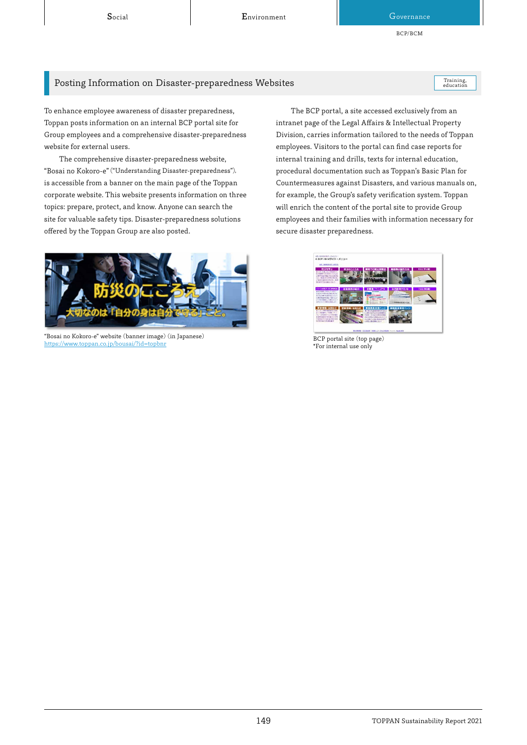## Posting Information on Disaster-preparedness Websites

Training, education

To enhance employee awareness of disaster preparedness, Toppan posts information on an internal BCP portal site for Group employees and a comprehensive disaster-preparedness website for external users.

The comprehensive disaster-preparedness website, “Bosai no Kokoro-e” (“Understanding Disaster-preparedness”), is accessible from a banner on the main page of the Toppan corporate website. This website presents information on three topics: prepare, protect, and know. Anyone can search the site for valuable safety tips. Disaster-preparedness solutions offered by the Toppan Group are also posted.

The BCP portal, a site accessed exclusively from an intranet page of the Legal Affairs & Intellectual Property Division, carries information tailored to the needs of Toppan employees. Visitors to the portal can find case reports for internal training and drills, texts for internal education, procedural documentation such as Toppan’s Basic Plan for Countermeasures against Disasters, and various manuals on, for example, the Group’s safety verification system. Toppan will enrich the content of the portal site to provide Group employees and their families with information necessary for secure disaster preparedness.

“Bosai no Kokoro-e” website (banner image) (in Japanese)
https://www.toppan.co.jp/bousai/?id=topbnr

BCP portal site (top page)
*For internal use only